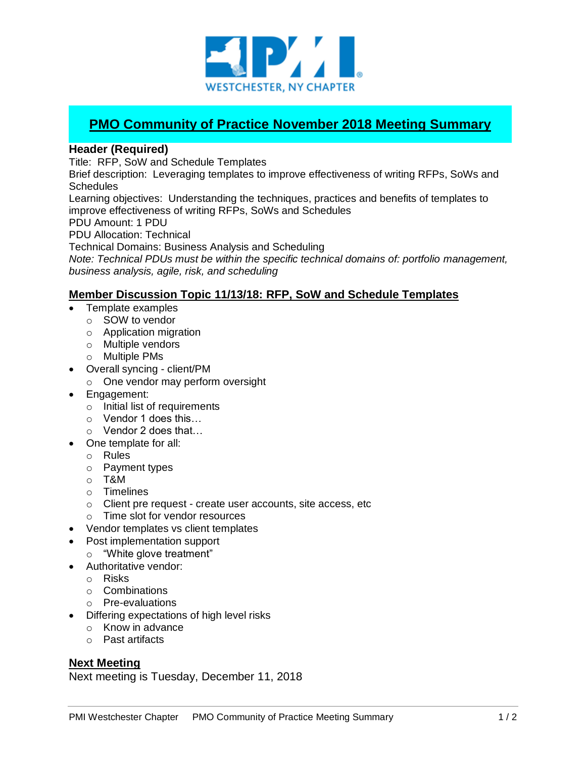# PMO Community of Practice November 2018 Meeting Summary

**Header (Required)**

Title: RFP, SoW and Schedule Templates

Brief description: Leveraging templates to improve effectiveness of writing RFPs, SoWs and Schedules

Learning objectives: Understanding the techniques, practices and benefits of templates to improve effectiveness of writing RFPs, SoWs and Schedules

PDU Amount: 1 PDU

PDU Allocation: Technical

Technical Domains: Business Analysis and Scheduling

*Note: Technical PDUs must be within the specific technical domains of: portfolio management, business analysis, agile, risk, and scheduling*

## Member Discussion Topic 11/13/18: RFP, SoW and Schedule Templates

- Template examples
  - SOW to vendor
  - Application migration
  - Multiple vendors
  - Multiple PMs
- Overall syncing - client/PM
  - One vendor may perform oversight
- Engagement:
  - Initial list of requirements
  - Vendor 1 does this…
  - Vendor 2 does that…
- One template for all:
  - Rules
  - Payment types
  - T&M
  - Timelines
  - Client pre request - create user accounts, site access, etc
  - Time slot for vendor resources
- Vendor templates vs client templates
- Post implementation support
  - "White glove treatment"
- Authoritative vendor:
  - Risks
  - Combinations
  - Pre-evaluations
- Differing expectations of high level risks
  - Know in advance
  - Past artifacts

## Next Meeting

Next meeting is Tuesday, December 11, 2018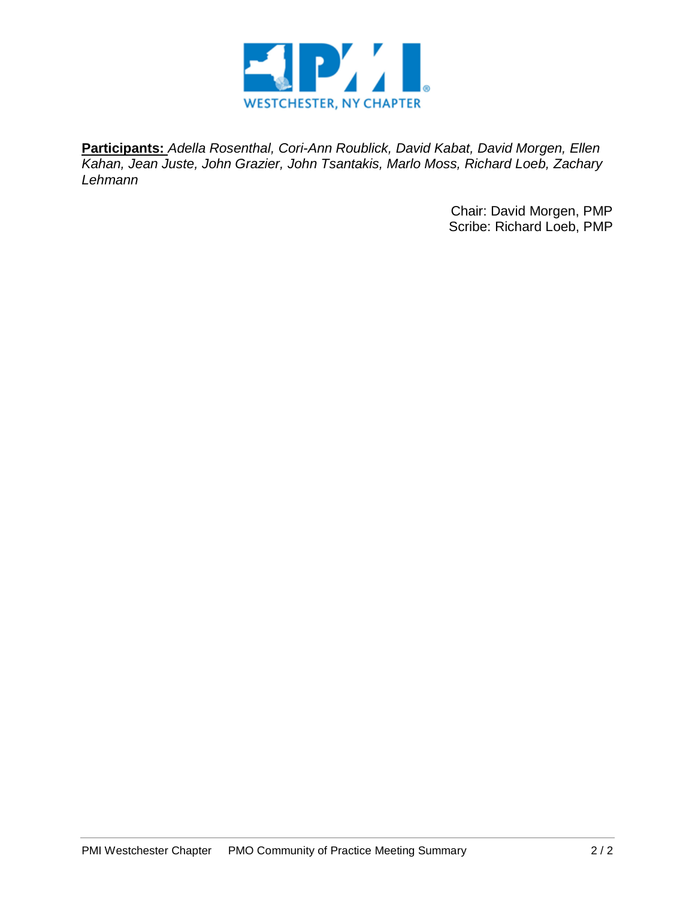WESTCHESTER, NY CHAPTER

**Participants:** *Adella Rosenthal, Cori-Ann Roublick, David Kabat, David Morgen, Ellen Kahan, Jean Juste, John Grazier, John Tsantakis, Marlo Moss, Richard Loeb, Zachary Lehmann*

Chair: David Morgen, PMP
Scribe: Richard Loeb, PMP